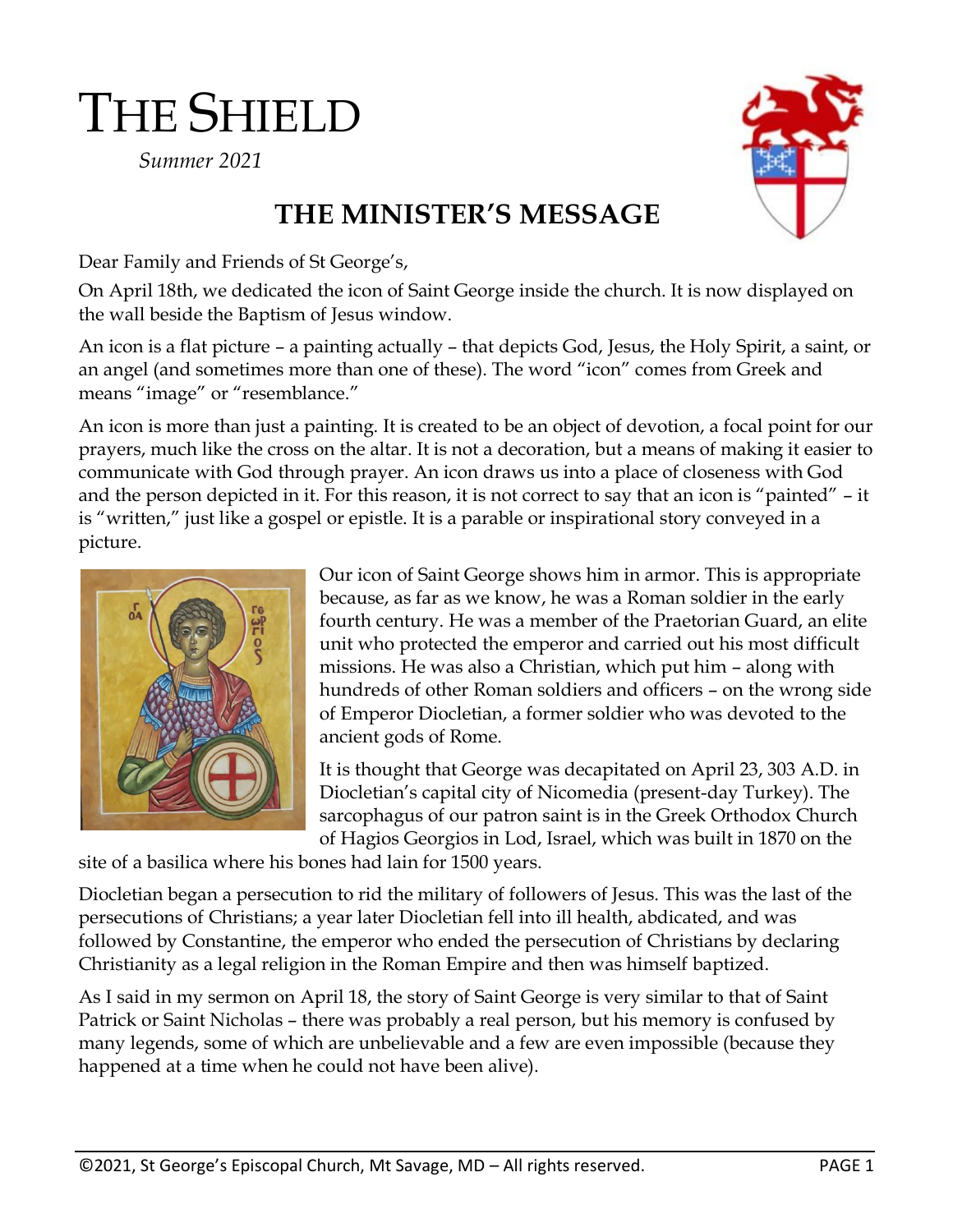# THE SHIELD

*Summer 2021*

## THE MINISTER'S MESSAGE

Dear Family and Friends of St George's,

On April 18th, we dedicated the icon of Saint George inside the church. It is now displayed on the wall beside the Baptism of Jesus window.

An icon is a flat picture – a painting actually – that depicts God, Jesus, the Holy Spirit, a saint, or an angel (and sometimes more than one of these). The word "icon" comes from Greek and means "image" or "resemblance."

An icon is more than just a painting. It is created to be an object of devotion, a focal point for our prayers, much like the cross on the altar. It is not a decoration, but a means of making it easier to communicate with God through prayer. An icon draws us into a place of closeness with God and the person depicted in it. For this reason, it is not correct to say that an icon is "painted" – it is "written," just like a gospel or epistle. It is a parable or inspirational story conveyed in a picture.

Our icon of Saint George shows him in armor. This is appropriate because, as far as we know, he was a Roman soldier in the early fourth century. He was a member of the Praetorian Guard, an elite unit who protected the emperor and carried out his most difficult missions. He was also a Christian, which put him – along with hundreds of other Roman soldiers and officers – on the wrong side of Emperor Diocletian, a former soldier who was devoted to the ancient gods of Rome.

It is thought that George was decapitated on April 23, 303 A.D. in Diocletian's capital city of Nicomedia (present-day Turkey). The sarcophagus of our patron saint is in the Greek Orthodox Church of Hagios Georgios in Lod, Israel, which was built in 1870 on the site of a basilica where his bones had lain for 1500 years.

Diocletian began a persecution to rid the military of followers of Jesus. This was the last of the persecutions of Christians; a year later Diocletian fell into ill health, abdicated, and was followed by Constantine, the emperor who ended the persecution of Christians by declaring Christianity as a legal religion in the Roman Empire and then was himself baptized.

As I said in my sermon on April 18, the story of Saint George is very similar to that of Saint Patrick or Saint Nicholas – there was probably a real person, but his memory is confused by many legends, some of which are unbelievable and a few are even impossible (because they happened at a time when he could not have been alive).

©2021, St George's Episcopal Church, Mt Savage, MD – All rights reserved.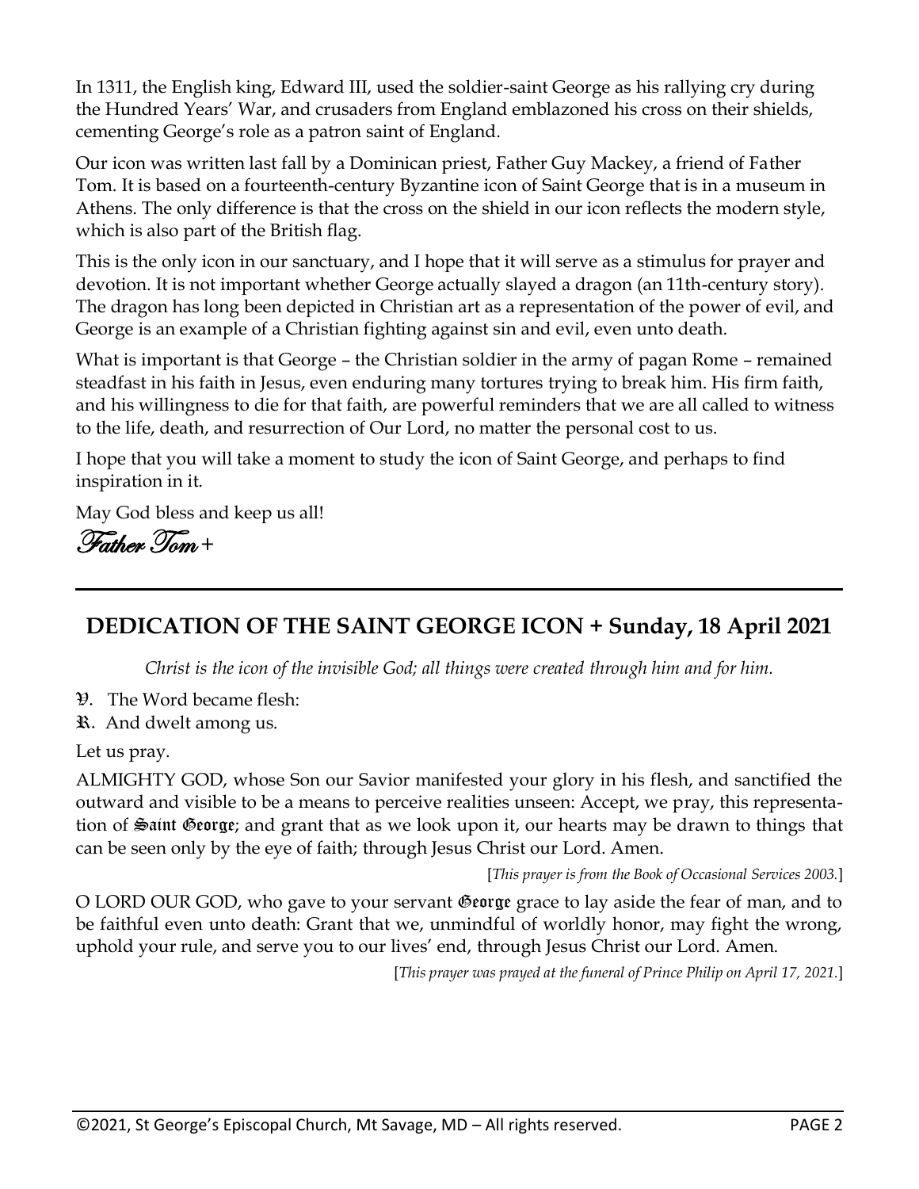In 1311, the English king, Edward III, used the soldier-saint George as his rallying cry during the Hundred Years' War, and crusaders from England emblazoned his cross on their shields, cementing George's role as a patron saint of England.

Our icon was written last fall by a Dominican priest, Father Guy Mackey, a friend of Father Tom. It is based on a fourteenth-century Byzantine icon of Saint George that is in a museum in Athens. The only difference is that the cross on the shield in our icon reflects the modern style, which is also part of the British flag.

This is the only icon in our sanctuary, and I hope that it will serve as a stimulus for prayer and devotion. It is not important whether George actually slayed a dragon (an 11th-century story). The dragon has long been depicted in Christian art as a representation of the power of evil, and George is an example of a Christian fighting against sin and evil, even unto death.

What is important is that George – the Christian soldier in the army of pagan Rome – remained steadfast in his faith in Jesus, even enduring many tortures trying to break him. His firm faith, and his willingness to die for that faith, are powerful reminders that we are all called to witness to the life, death, and resurrection of Our Lord, no matter the personal cost to us.

I hope that you will take a moment to study the icon of Saint George, and perhaps to find inspiration in it.

May God bless and keep us all!

*Father Tom* +

---

## DEDICATION OF THE SAINT GEORGE ICON + Sunday, 18 April 2021

*Christ is the icon of the invisible God; all things were created through him and for him.*

℣. The Word became flesh:

℟. And dwelt among us.

Let us pray.

ALMIGHTY GOD, whose Son our Savior manifested your glory in his flesh, and sanctified the outward and visible to be a means to perceive realities unseen: Accept, we pray, this representation of Saint George; and grant that as we look upon it, our hearts may be drawn to things that can be seen only by the eye of faith; through Jesus Christ our Lord. Amen.

[*This prayer is from the Book of Occasional Services 2003.*]

O LORD OUR GOD, who gave to your servant George grace to lay aside the fear of man, and to be faithful even unto death: Grant that we, unmindful of worldly honor, may fight the wrong, uphold your rule, and serve you to our lives' end, through Jesus Christ our Lord. Amen.

[*This prayer was prayed at the funeral of Prince Philip on April 17, 2021.*]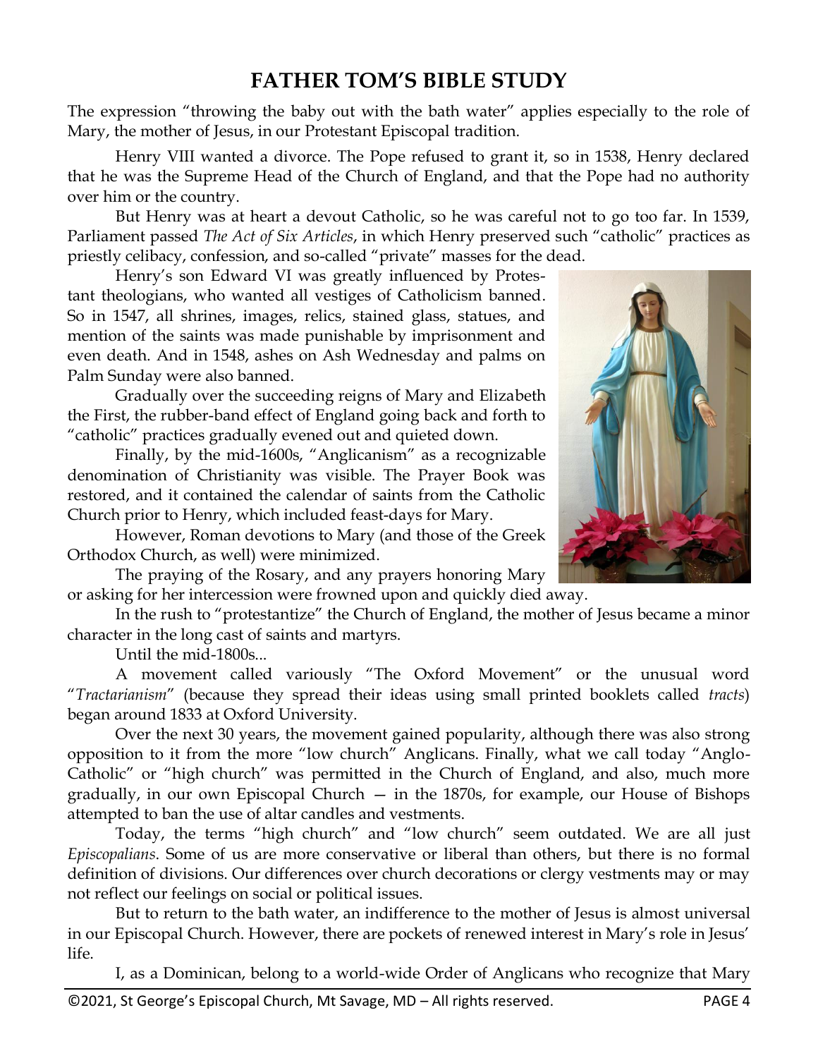# FATHER TOM'S BIBLE STUDY

The expression "throwing the baby out with the bath water" applies especially to the role of Mary, the mother of Jesus, in our Protestant Episcopal tradition.

Henry VIII wanted a divorce. The Pope refused to grant it, so in 1538, Henry declared that he was the Supreme Head of the Church of England, and that the Pope had no authority over him or the country.

But Henry was at heart a devout Catholic, so he was careful not to go too far. In 1539, Parliament passed *The Act of Six Articles*, in which Henry preserved such "catholic" practices as priestly celibacy, confession, and so-called "private" masses for the dead.

Henry's son Edward VI was greatly influenced by Protestant theologians, who wanted all vestiges of Catholicism banned. So in 1547, all shrines, images, relics, stained glass, statues, and mention of the saints was made punishable by imprisonment and even death. And in 1548, ashes on Ash Wednesday and palms on Palm Sunday were also banned.

Gradually over the succeeding reigns of Mary and Elizabeth the First, the rubber-band effect of England going back and forth to "catholic" practices gradually evened out and quieted down.

Finally, by the mid-1600s, "Anglicanism" as a recognizable denomination of Christianity was visible. The Prayer Book was restored, and it contained the calendar of saints from the Catholic Church prior to Henry, which included feast-days for Mary.

However, Roman devotions to Mary (and those of the Greek Orthodox Church, as well) were minimized.

The praying of the Rosary, and any prayers honoring Mary or asking for her intercession were frowned upon and quickly died away.

In the rush to "protestantize" the Church of England, the mother of Jesus became a minor character in the long cast of saints and martyrs.

Until the mid-1800s...

A movement called variously "The Oxford Movement" or the unusual word "*Tractarianism*" (because they spread their ideas using small printed booklets called *tracts*) began around 1833 at Oxford University.

Over the next 30 years, the movement gained popularity, although there was also strong opposition to it from the more "low church" Anglicans. Finally, what we call today "Anglo-Catholic" or "high church" was permitted in the Church of England, and also, much more gradually, in our own Episcopal Church — in the 1870s, for example, our House of Bishops attempted to ban the use of altar candles and vestments.

Today, the terms "high church" and "low church" seem outdated. We are all just *Episcopalians*. Some of us are more conservative or liberal than others, but there is no formal definition of divisions. Our differences over church decorations or clergy vestments may or may not reflect our feelings on social or political issues.

But to return to the bath water, an indifference to the mother of Jesus is almost universal in our Episcopal Church. However, there are pockets of renewed interest in Mary's role in Jesus' life.

I, as a Dominican, belong to a world-wide Order of Anglicans who recognize that Mary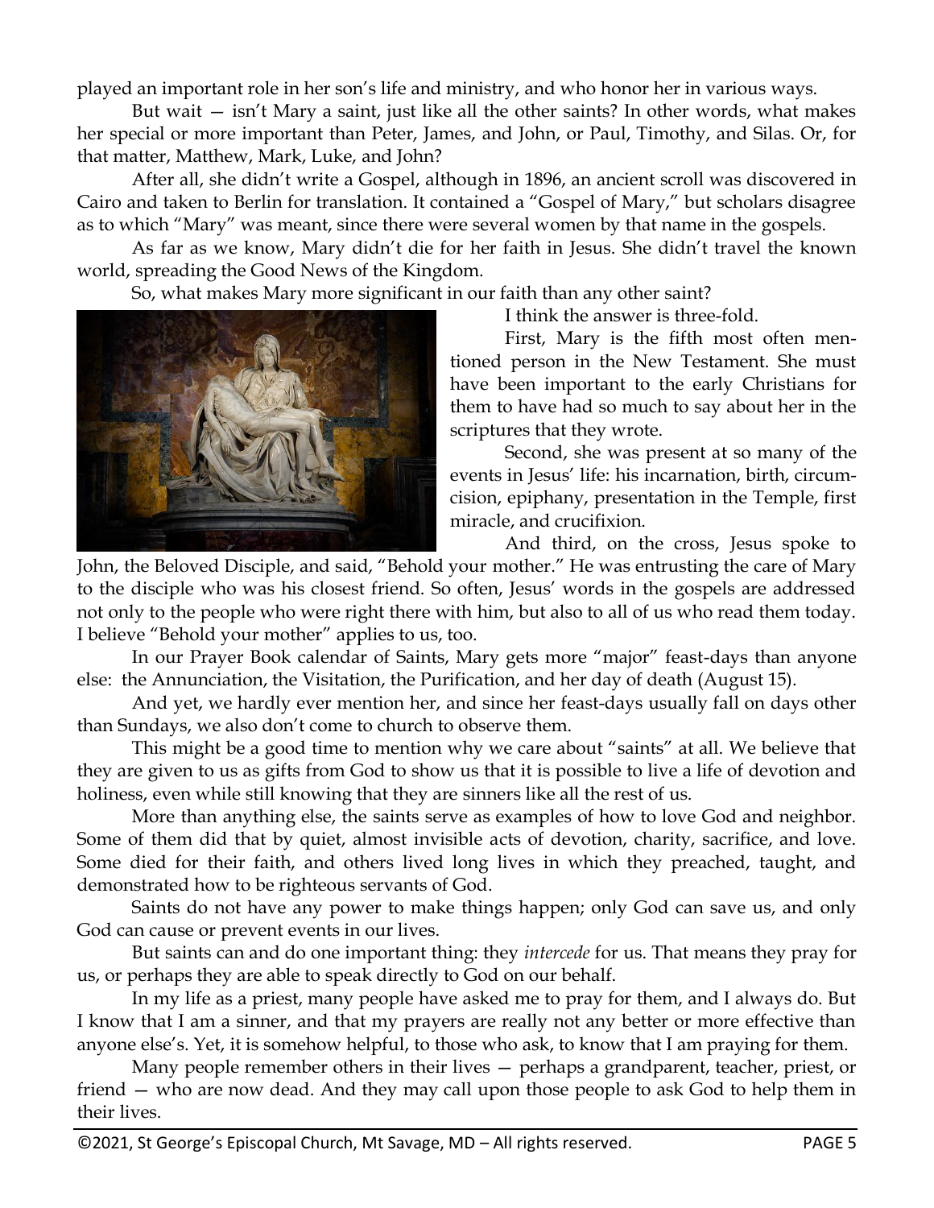played an important role in her son's life and ministry, and who honor her in various ways.

But wait — isn't Mary a saint, just like all the other saints? In other words, what makes her special or more important than Peter, James, and John, or Paul, Timothy, and Silas. Or, for that matter, Matthew, Mark, Luke, and John?

After all, she didn't write a Gospel, although in 1896, an ancient scroll was discovered in Cairo and taken to Berlin for translation. It contained a "Gospel of Mary," but scholars disagree as to which "Mary" was meant, since there were several women by that name in the gospels.

As far as we know, Mary didn't die for her faith in Jesus. She didn't travel the known world, spreading the Good News of the Kingdom.

So, what makes Mary more significant in our faith than any other saint?

I think the answer is three-fold.

First, Mary is the fifth most often mentioned person in the New Testament. She must have been important to the early Christians for them to have had so much to say about her in the scriptures that they wrote.

Second, she was present at so many of the events in Jesus' life: his incarnation, birth, circumcision, epiphany, presentation in the Temple, first miracle, and crucifixion.

And third, on the cross, Jesus spoke to John, the Beloved Disciple, and said, "Behold your mother." He was entrusting the care of Mary to the disciple who was his closest friend. So often, Jesus' words in the gospels are addressed not only to the people who were right there with him, but also to all of us who read them today. I believe "Behold your mother" applies to us, too.

In our Prayer Book calendar of Saints, Mary gets more "major" feast-days than anyone else: the Annunciation, the Visitation, the Purification, and her day of death (August 15).

And yet, we hardly ever mention her, and since her feast-days usually fall on days other than Sundays, we also don't come to church to observe them.

This might be a good time to mention why we care about "saints" at all. We believe that they are given to us as gifts from God to show us that it is possible to live a life of devotion and holiness, even while still knowing that they are sinners like all the rest of us.

More than anything else, the saints serve as examples of how to love God and neighbor. Some of them did that by quiet, almost invisible acts of devotion, charity, sacrifice, and love. Some died for their faith, and others lived long lives in which they preached, taught, and demonstrated how to be righteous servants of God.

Saints do not have any power to make things happen; only God can save us, and only God can cause or prevent events in our lives.

But saints can and do one important thing: they *intercede* for us. That means they pray for us, or perhaps they are able to speak directly to God on our behalf.

In my life as a priest, many people have asked me to pray for them, and I always do. But I know that I am a sinner, and that my prayers are really not any better or more effective than anyone else's. Yet, it is somehow helpful, to those who ask, to know that I am praying for them.

Many people remember others in their lives — perhaps a grandparent, teacher, priest, or friend — who are now dead. And they may call upon those people to ask God to help them in their lives.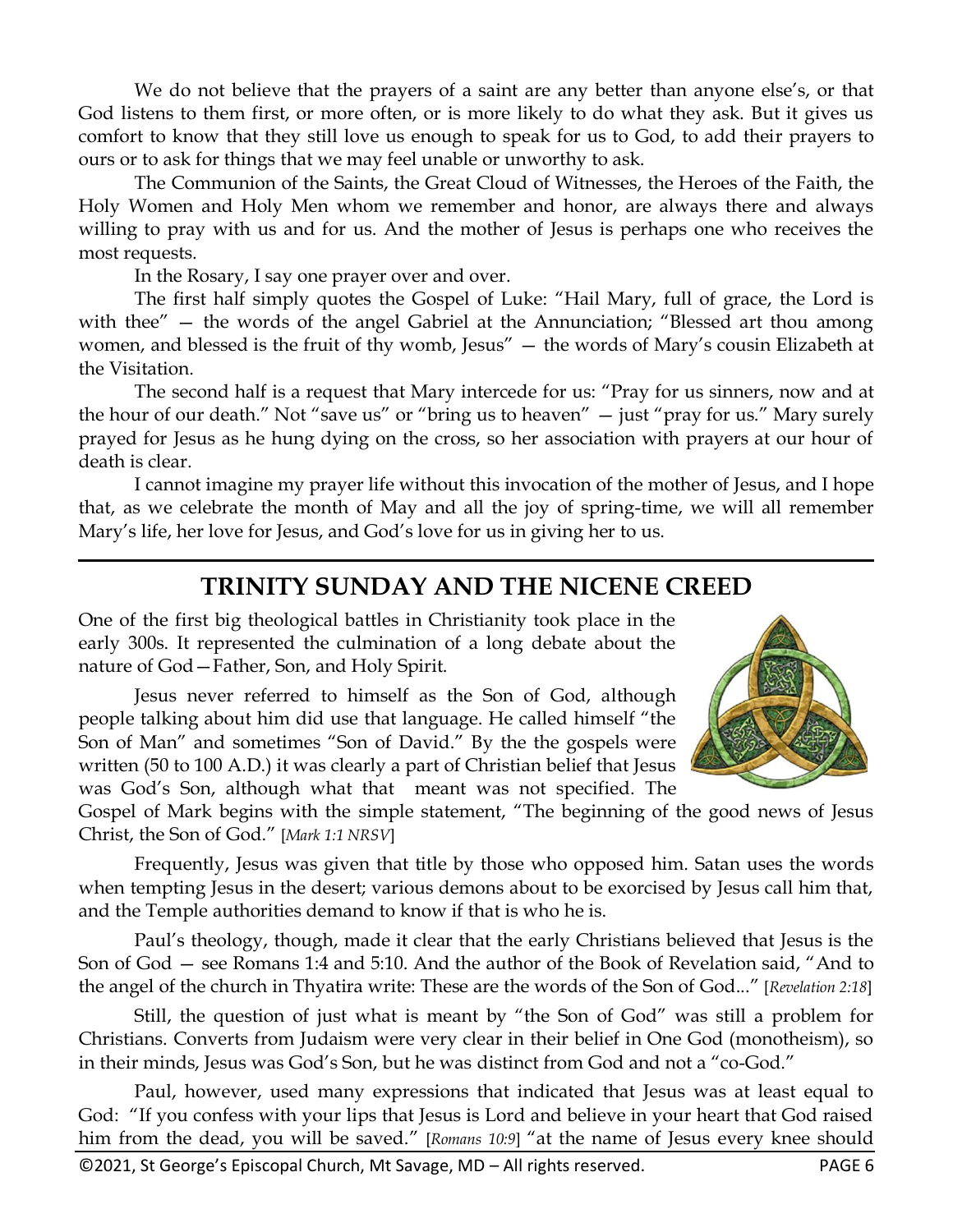We do not believe that the prayers of a saint are any better than anyone else's, or that God listens to them first, or more often, or is more likely to do what they ask. But it gives us comfort to know that they still love us enough to speak for us to God, to add their prayers to ours or to ask for things that we may feel unable or unworthy to ask.

The Communion of the Saints, the Great Cloud of Witnesses, the Heroes of the Faith, the Holy Women and Holy Men whom we remember and honor, are always there and always willing to pray with us and for us. And the mother of Jesus is perhaps one who receives the most requests.

In the Rosary, I say one prayer over and over.

The first half simply quotes the Gospel of Luke: "Hail Mary, full of grace, the Lord is with thee" — the words of the angel Gabriel at the Annunciation; "Blessed art thou among women, and blessed is the fruit of thy womb, Jesus" — the words of Mary's cousin Elizabeth at the Visitation.

The second half is a request that Mary intercede for us: "Pray for us sinners, now and at the hour of our death." Not "save us" or "bring us to heaven" — just "pray for us." Mary surely prayed for Jesus as he hung dying on the cross, so her association with prayers at our hour of death is clear.

I cannot imagine my prayer life without this invocation of the mother of Jesus, and I hope that, as we celebrate the month of May and all the joy of spring-time, we will all remember Mary's life, her love for Jesus, and God's love for us in giving her to us.

---

## TRINITY SUNDAY AND THE NICENE CREED

One of the first big theological battles in Christianity took place in the early 300s. It represented the culmination of a long debate about the nature of God—Father, Son, and Holy Spirit.

Jesus never referred to himself as the Son of God, although people talking about him did use that language. He called himself "the Son of Man" and sometimes "Son of David." By the the gospels were written (50 to 100 A.D.) it was clearly a part of Christian belief that Jesus was God's Son, although what that meant was not specified. The Gospel of Mark begins with the simple statement, "The beginning of the good news of Jesus Christ, the Son of God." [*Mark 1:1 NRSV*]

Frequently, Jesus was given that title by those who opposed him. Satan uses the words when tempting Jesus in the desert; various demons about to be exorcised by Jesus call him that, and the Temple authorities demand to know if that is who he is.

Paul's theology, though, made it clear that the early Christians believed that Jesus is the Son of God — see Romans 1:4 and 5:10. And the author of the Book of Revelation said, "And to the angel of the church in Thyatira write: These are the words of the Son of God..." [*Revelation 2:18*]

Still, the question of just what is meant by "the Son of God" was still a problem for Christians. Converts from Judaism were very clear in their belief in One God (monotheism), so in their minds, Jesus was God's Son, but he was distinct from God and not a "co-God."

Paul, however, used many expressions that indicated that Jesus was at least equal to God: "If you confess with your lips that Jesus is Lord and believe in your heart that God raised him from the dead, you will be saved." [*Romans 10:9*] "at the name of Jesus every knee should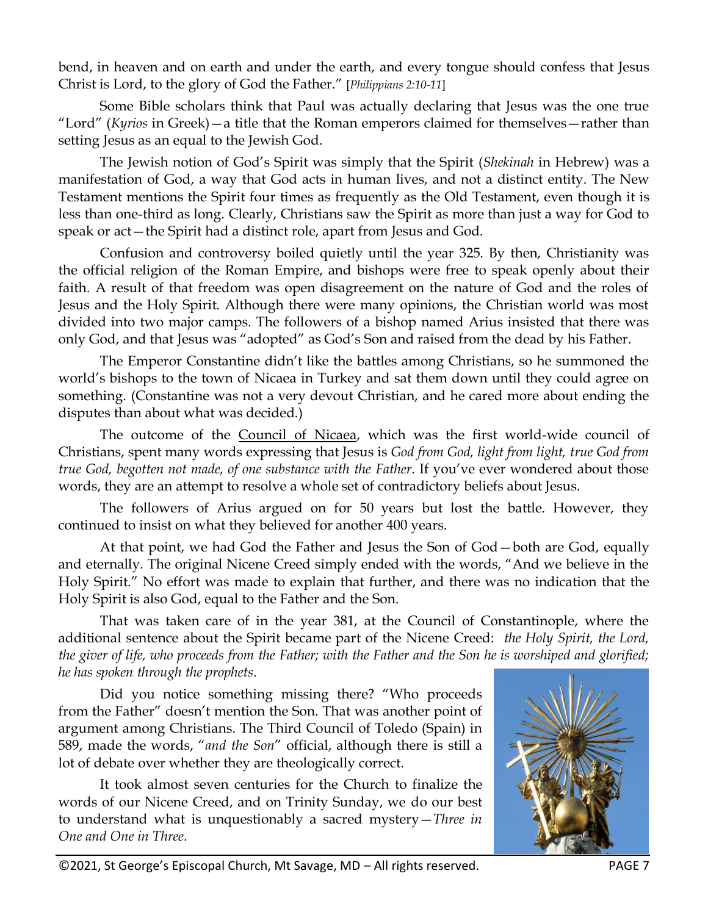bend, in heaven and on earth and under the earth, and every tongue should confess that Jesus Christ is Lord, to the glory of God the Father." [*Philippians 2:10-11*]

Some Bible scholars think that Paul was actually declaring that Jesus was the one true "Lord" (*Kyrios* in Greek)—a title that the Roman emperors claimed for themselves—rather than setting Jesus as an equal to the Jewish God.

The Jewish notion of God's Spirit was simply that the Spirit (*Shekinah* in Hebrew) was a manifestation of God, a way that God acts in human lives, and not a distinct entity. The New Testament mentions the Spirit four times as frequently as the Old Testament, even though it is less than one-third as long. Clearly, Christians saw the Spirit as more than just a way for God to speak or act—the Spirit had a distinct role, apart from Jesus and God.

Confusion and controversy boiled quietly until the year 325. By then, Christianity was the official religion of the Roman Empire, and bishops were free to speak openly about their faith. A result of that freedom was open disagreement on the nature of God and the roles of Jesus and the Holy Spirit. Although there were many opinions, the Christian world was most divided into two major camps. The followers of a bishop named Arius insisted that there was only God, and that Jesus was "adopted" as God's Son and raised from the dead by his Father.

The Emperor Constantine didn't like the battles among Christians, so he summoned the world's bishops to the town of Nicaea in Turkey and sat them down until they could agree on something. (Constantine was not a very devout Christian, and he cared more about ending the disputes than about what was decided.)

The outcome of the Council of Nicaea, which was the first world-wide council of Christians, spent many words expressing that Jesus is *God from God, light from light, true God from true God, begotten not made, of one substance with the Father*. If you've ever wondered about those words, they are an attempt to resolve a whole set of contradictory beliefs about Jesus.

The followers of Arius argued on for 50 years but lost the battle. However, they continued to insist on what they believed for another 400 years.

At that point, we had God the Father and Jesus the Son of God—both are God, equally and eternally. The original Nicene Creed simply ended with the words, "And we believe in the Holy Spirit." No effort was made to explain that further, and there was no indication that the Holy Spirit is also God, equal to the Father and the Son.

That was taken care of in the year 381, at the Council of Constantinople, where the additional sentence about the Spirit became part of the Nicene Creed: *the Holy Spirit, the Lord, the giver of life, who proceeds from the Father; with the Father and the Son he is worshiped and glorified; he has spoken through the prophets*.

Did you notice something missing there? "Who proceeds from the Father" doesn't mention the Son. That was another point of argument among Christians. The Third Council of Toledo (Spain) in 589, made the words, "*and the Son*" official, although there is still a lot of debate over whether they are theologically correct.

It took almost seven centuries for the Church to finalize the words of our Nicene Creed, and on Trinity Sunday, we do our best to understand what is unquestionably a sacred mystery—*Three in One and One in Three*.

©2021, St George's Episcopal Church, Mt Savage, MD – All rights reserved.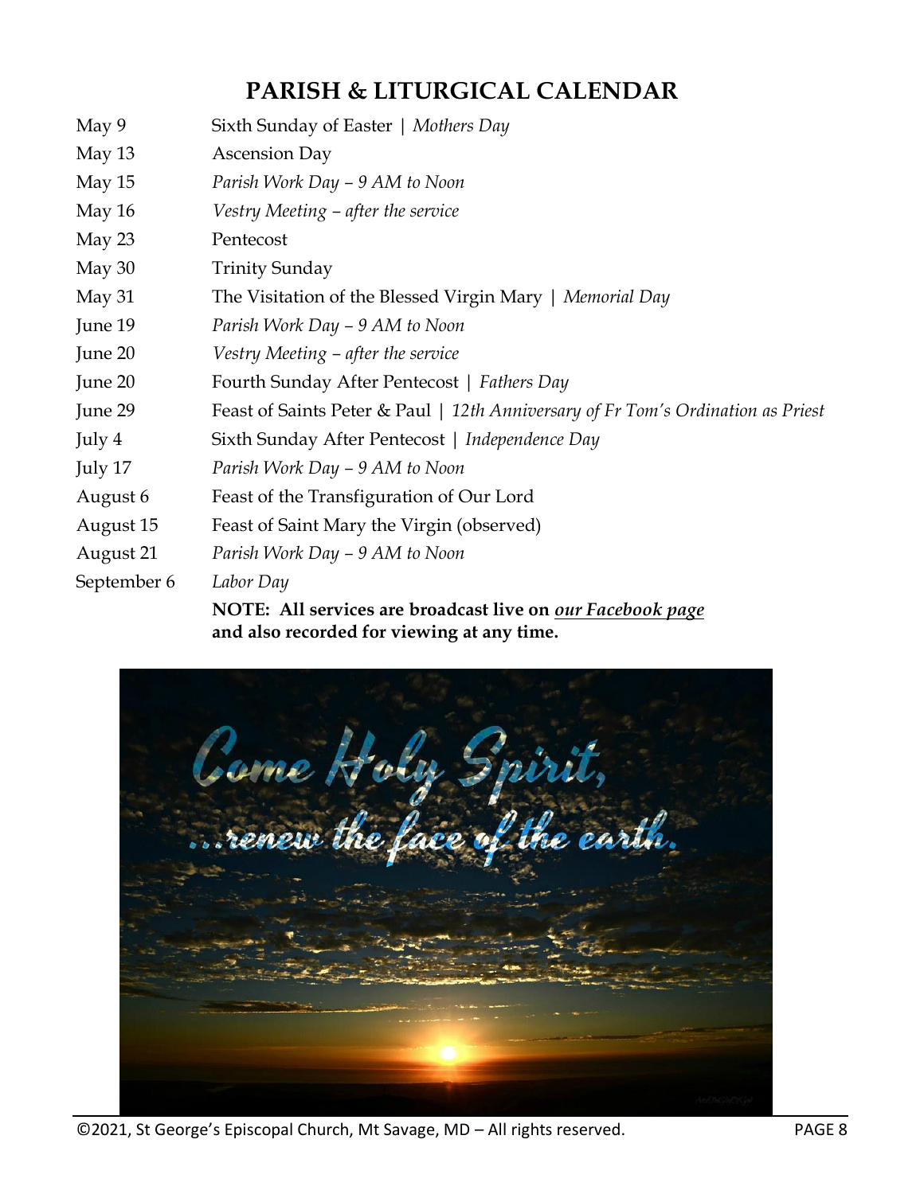# PARISH & LITURGICAL CALENDAR

| | |
|---|---|
| May 9 | Sixth Sunday of Easter \| *Mothers Day* |
| May 13 | Ascension Day |
| May 15 | *Parish Work Day – 9 AM to Noon* |
| May 16 | *Vestry Meeting – after the service* |
| May 23 | Pentecost |
| May 30 | Trinity Sunday |
| May 31 | The Visitation of the Blessed Virgin Mary \| *Memorial Day* |
| June 19 | *Parish Work Day – 9 AM to Noon* |
| June 20 | *Vestry Meeting – after the service* |
| June 20 | Fourth Sunday After Pentecost \| *Fathers Day* |
| June 29 | Feast of Saints Peter & Paul \| *12th Anniversary of Fr Tom's Ordination as Priest* |
| July 4 | Sixth Sunday After Pentecost \| *Independence Day* |
| July 17 | *Parish Work Day – 9 AM to Noon* |
| August 6 | Feast of the Transfiguration of Our Lord |
| August 15 | Feast of Saint Mary the Virgin (observed) |
| August 21 | *Parish Work Day – 9 AM to Noon* |
| September 6 | *Labor Day* |

**NOTE: All services are broadcast live on *our Facebook page* and also recorded for viewing at any time.**

Come Holy Spirit, ...renew the face of the earth.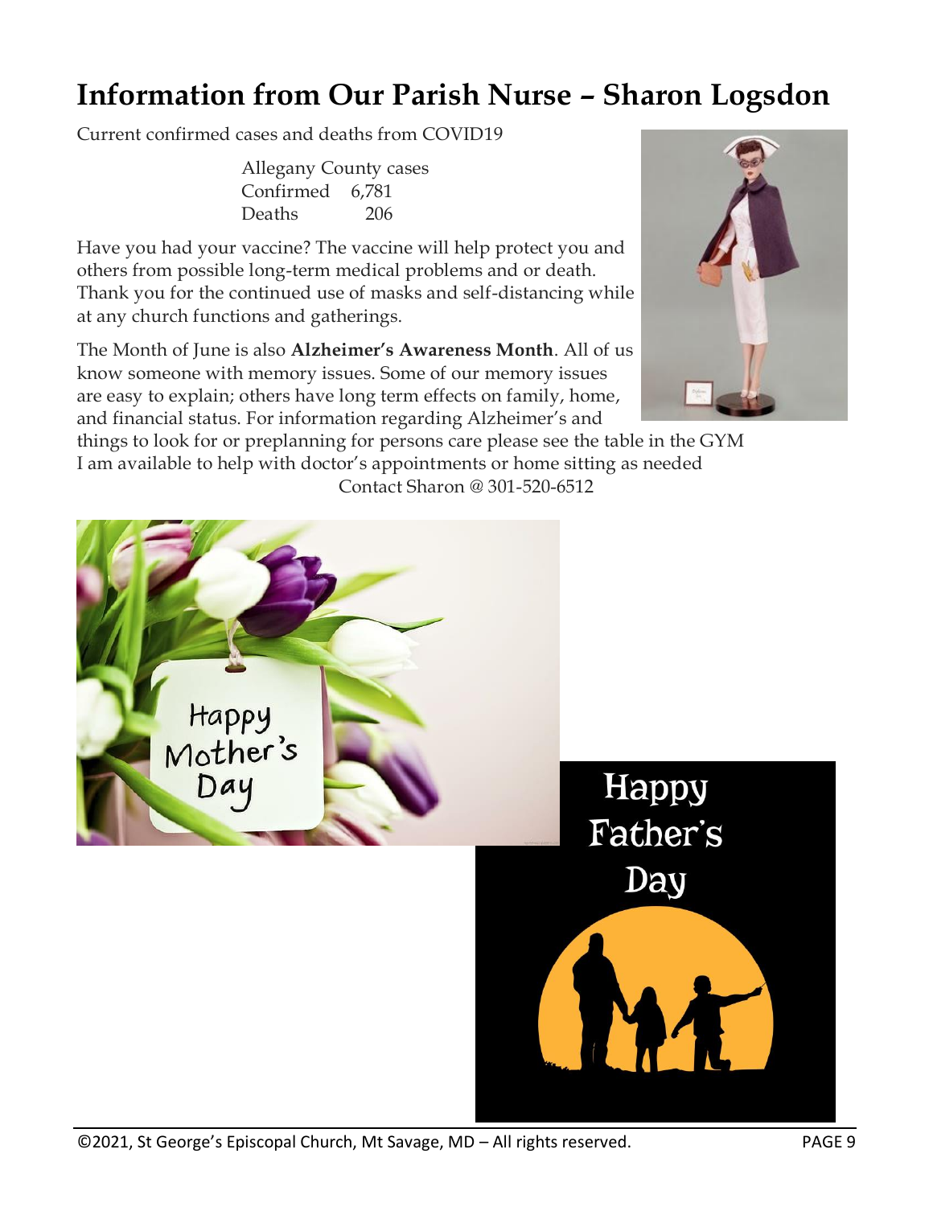# Information from Our Parish Nurse – Sharon Logsdon

Current confirmed cases and deaths from COVID19

| Allegany County cases | |
|---|---|
| Confirmed | 6,781 |
| Deaths | 206 |

Have you had your vaccine? The vaccine will help protect you and others from possible long-term medical problems and or death. Thank you for the continued use of masks and self-distancing while at any church functions and gatherings.

The Month of June is also **Alzheimer's Awareness Month**. All of us know someone with memory issues. Some of our memory issues are easy to explain; others have long term effects on family, home, and financial status. For information regarding Alzheimer's and things to look for or preplanning for persons care please see the table in the GYM

I am available to help with doctor's appointments or home sitting as needed

Contact Sharon @ 301-520-6512

Happy Mother's Day

Happy Father's Day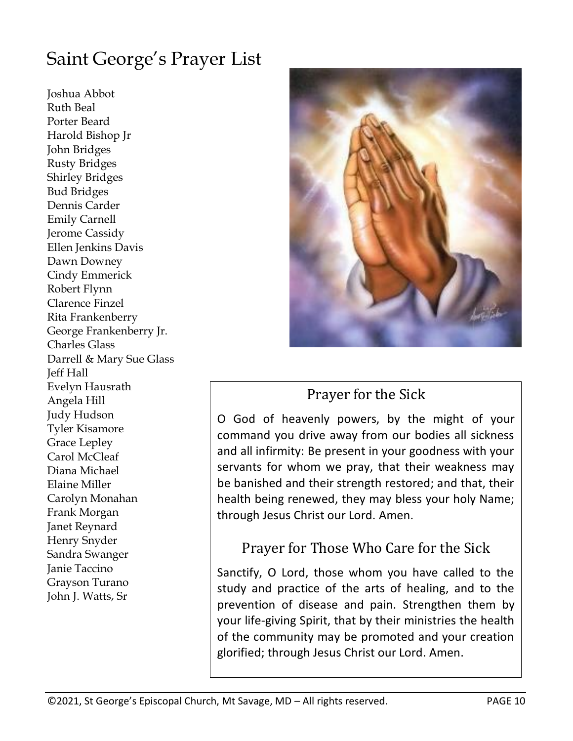# Saint George's Prayer List

Joshua Abbot
Ruth Beal
Porter Beard
Harold Bishop Jr
John Bridges
Rusty Bridges
Shirley Bridges
Bud Bridges
Dennis Carder
Emily Carnell
Jerome Cassidy
Ellen Jenkins Davis
Dawn Downey
Cindy Emmerick
Robert Flynn
Clarence Finzel
Rita Frankenberry
George Frankenberry Jr.
Charles Glass
Darrell & Mary Sue Glass
Jeff Hall
Evelyn Hausrath
Angela Hill
Judy Hudson
Tyler Kisamore
Grace Lepley
Carol McCleaf
Diana Michael
Elaine Miller
Carolyn Monahan
Frank Morgan
Janet Reynard
Henry Snyder
Sandra Swanger
Janie Taccino
Grayson Turano
John J. Watts, Sr

## Prayer for the Sick

O God of heavenly powers, by the might of your command you drive away from our bodies all sickness and all infirmity: Be present in your goodness with your servants for whom we pray, that their weakness may be banished and their strength restored; and that, their health being renewed, they may bless your holy Name; through Jesus Christ our Lord. Amen.

## Prayer for Those Who Care for the Sick

Sanctify, O Lord, those whom you have called to the study and practice of the arts of healing, and to the prevention of disease and pain. Strengthen them by your life-giving Spirit, that by their ministries the health of the community may be promoted and your creation glorified; through Jesus Christ our Lord. Amen.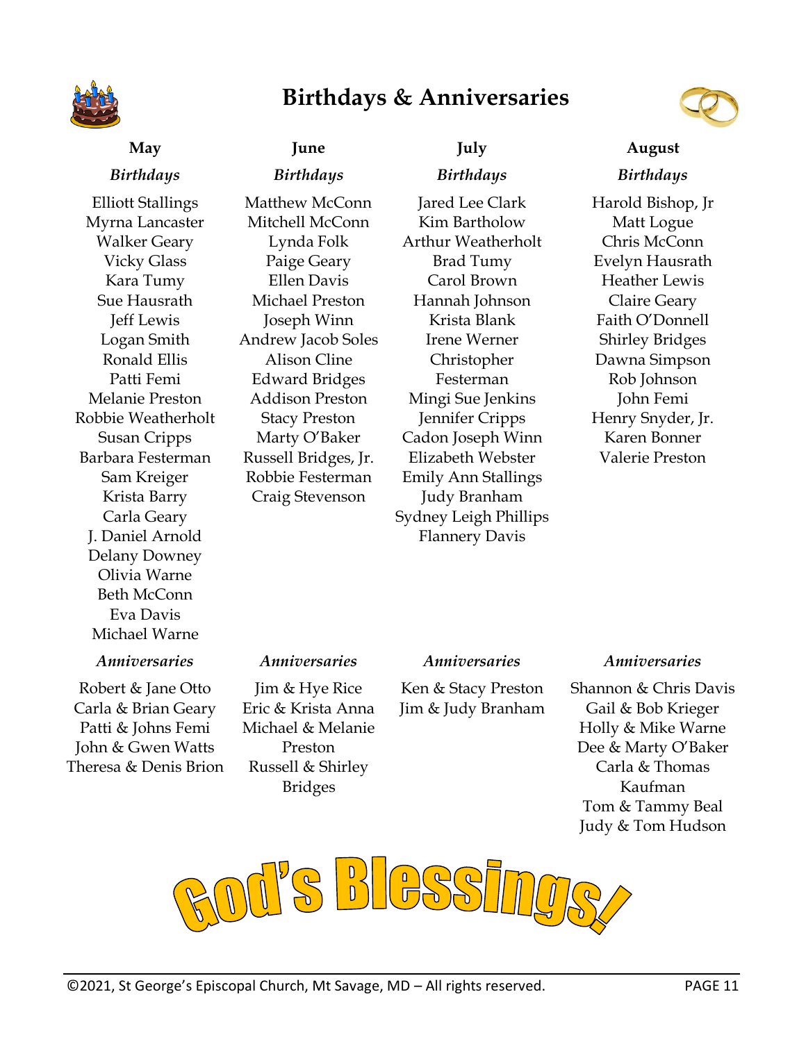# Birthdays & Anniversaries

## May

*Birthdays*

Elliott Stallings
Myrna Lancaster
Walker Geary
Vicky Glass
Kara Tumy
Sue Hausrath
Jeff Lewis
Logan Smith
Ronald Ellis
Patti Femi
Melanie Preston
Robbie Weatherholt
Susan Cripps
Barbara Festerman
Sam Kreiger
Krista Barry
Carla Geary
J. Daniel Arnold
Delany Downey
Olivia Warne
Beth McConn
Eva Davis
Michael Warne

*Anniversaries*

Robert & Jane Otto
Carla & Brian Geary
Patti & Johns Femi
John & Gwen Watts
Theresa & Denis Brion

## June

*Birthdays*

Matthew McConn
Mitchell McConn
Lynda Folk
Paige Geary
Ellen Davis
Michael Preston
Joseph Winn
Andrew Jacob Soles
Alison Cline
Edward Bridges
Addison Preston
Stacy Preston
Marty O'Baker
Russell Bridges, Jr.
Robbie Festerman
Craig Stevenson

*Anniversaries*

Jim & Hye Rice
Eric & Krista Anna
Michael & Melanie Preston
Russell & Shirley Bridges

## July

*Birthdays*

Jared Lee Clark
Kim Bartholow
Arthur Weatherholt
Brad Tumy
Carol Brown
Hannah Johnson
Krista Blank
Irene Werner
Christopher Festerman
Mingi Sue Jenkins
Jennifer Cripps
Cadon Joseph Winn
Elizabeth Webster
Emily Ann Stallings
Judy Branham
Sydney Leigh Phillips
Flannery Davis

*Anniversaries*

Ken & Stacy Preston
Jim & Judy Branham

## August

*Birthdays*

Harold Bishop, Jr
Matt Logue
Chris McConn
Evelyn Hausrath
Heather Lewis
Claire Geary
Faith O'Donnell
Shirley Bridges
Dawna Simpson
Rob Johnson
John Femi
Henry Snyder, Jr.
Karen Bonner
Valerie Preston

*Anniversaries*

Shannon & Chris Davis
Gail & Bob Krieger
Holly & Mike Warne
Dee & Marty O'Baker
Carla & Thomas Kaufman
Tom & Tammy Beal
Judy & Tom Hudson

**God's Blessings!**

©2021, St George's Episcopal Church, Mt Savage, MD – All rights reserved.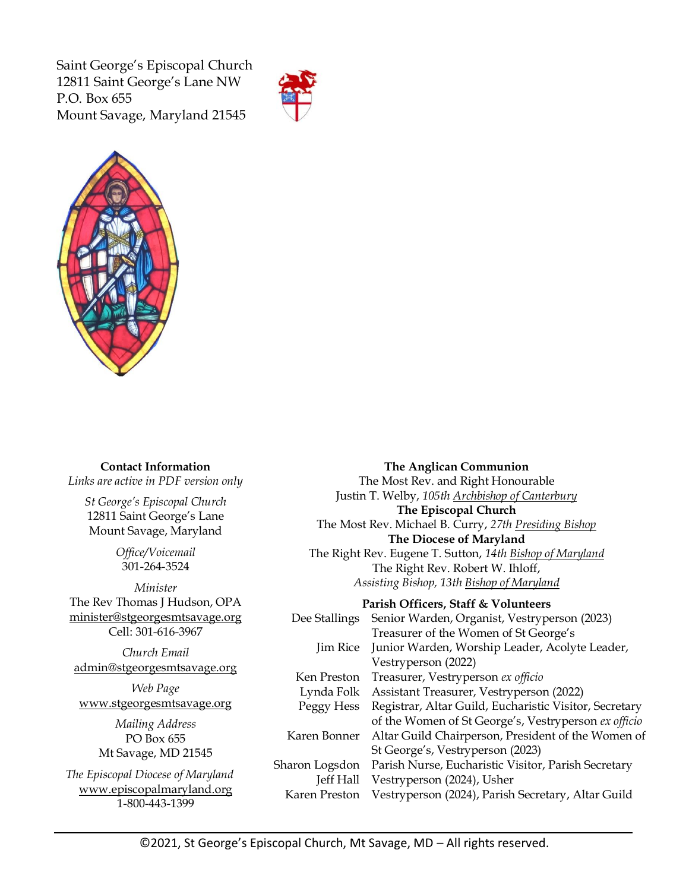Saint George's Episcopal Church
12811 Saint George's Lane NW
P.O. Box 655
Mount Savage, Maryland 21545

**Contact Information**
*Links are active in PDF version only*

*St George's Episcopal Church*
12811 Saint George's Lane
Mount Savage, Maryland

*Office/Voicemail*
301-264-3524

*Minister*
The Rev Thomas J Hudson, OPA
minister@stgeorgesmtsavage.org
Cell: 301-616-3967

*Church Email*
admin@stgeorgesmtsavage.org

*Web Page*
www.stgeorgesmtsavage.org

*Mailing Address*
PO Box 655
Mt Savage, MD 21545

*The Episcopal Diocese of Maryland*
www.episcopalmaryland.org
1-800-443-1399

**The Anglican Communion**
The Most Rev. and Right Honourable
Justin T. Welby, *105th Archbishop of Canterbury*

**The Episcopal Church**
The Most Rev. Michael B. Curry, *27th Presiding Bishop*

**The Diocese of Maryland**
The Right Rev. Eugene T. Sutton, *14th Bishop of Maryland*
The Right Rev. Robert W. Ihloff,
*Assisting Bishop, 13th Bishop of Maryland*

**Parish Officers, Staff & Volunteers**

| | |
|---|---|
| Dee Stallings | Senior Warden, Organist, Vestryperson (2023) Treasurer of the Women of St George's |
| Jim Rice | Junior Warden, Worship Leader, Acolyte Leader, Vestryperson (2022) |
| Ken Preston | Treasurer, Vestryperson *ex officio* |
| Lynda Folk | Assistant Treasurer, Vestryperson (2022) |
| Peggy Hess | Registrar, Altar Guild, Eucharistic Visitor, Secretary of the Women of St George's, Vestryperson *ex officio* |
| Karen Bonner | Altar Guild Chairperson, President of the Women of St George's, Vestryperson (2023) |
| Sharon Logsdon | Parish Nurse, Eucharistic Visitor, Parish Secretary |
| Jeff Hall | Vestryperson (2024), Usher |
| Karen Preston | Vestryperson (2024), Parish Secretary, Altar Guild |

©2021, St George's Episcopal Church, Mt Savage, MD – All rights reserved.